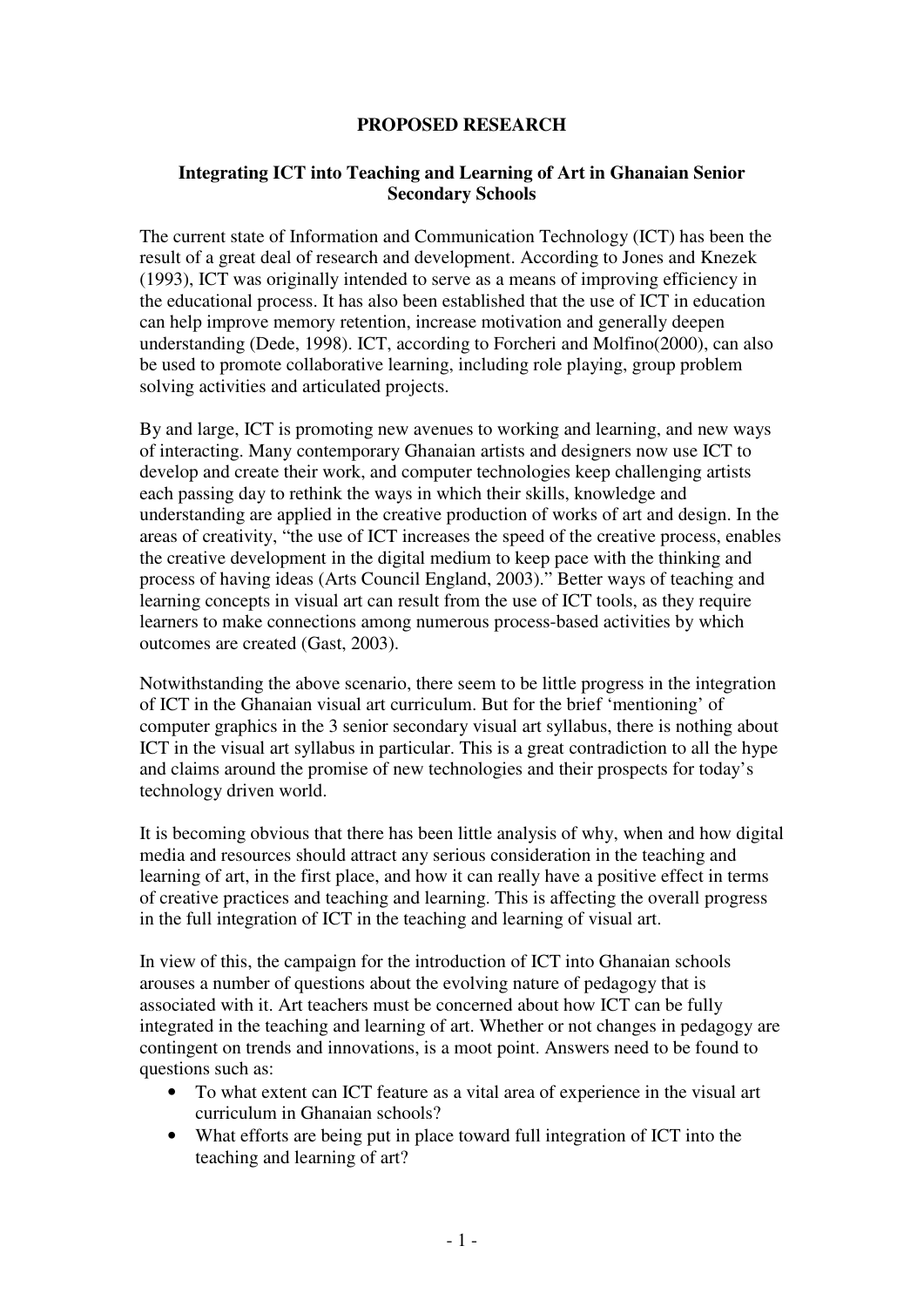**PROPOSED RESEARCH**

**Integrating ICT into Teaching and Learning of Art in Ghanaian Senior Secondary Schools**

The current state of Information and Communication Technology (ICT) has been the result of a great deal of research and development. According to Jones and Knezek (1993), ICT was originally intended to serve as a means of improving efficiency in the educational process. It has also been established that the use of ICT in education can help improve memory retention, increase motivation and generally deepen understanding (Dede, 1998). ICT, according to Forcheri and Molfino(2000), can also be used to promote collaborative learning, including role playing, group problem solving activities and articulated projects.

By and large, ICT is promoting new avenues to working and learning, and new ways of interacting. Many contemporary Ghanaian artists and designers now use ICT to develop and create their work, and computer technologies keep challenging artists each passing day to rethink the ways in which their skills, knowledge and understanding are applied in the creative production of works of art and design. In the areas of creativity, "the use of ICT increases the speed of the creative process, enables the creative development in the digital medium to keep pace with the thinking and process of having ideas (Arts Council England, 2003)." Better ways of teaching and learning concepts in visual art can result from the use of ICT tools, as they require learners to make connections among numerous process-based activities by which outcomes are created (Gast, 2003).

Notwithstanding the above scenario, there seem to be little progress in the integration of ICT in the Ghanaian visual art curriculum. But for the brief 'mentioning' of computer graphics in the 3 senior secondary visual art syllabus, there is nothing about ICT in the visual art syllabus in particular. This is a great contradiction to all the hype and claims around the promise of new technologies and their prospects for today's technology driven world.

It is becoming obvious that there has been little analysis of why, when and how digital media and resources should attract any serious consideration in the teaching and learning of art, in the first place, and how it can really have a positive effect in terms of creative practices and teaching and learning. This is affecting the overall progress in the full integration of ICT in the teaching and learning of visual art.

In view of this, the campaign for the introduction of ICT into Ghanaian schools arouses a number of questions about the evolving nature of pedagogy that is associated with it. Art teachers must be concerned about how ICT can be fully integrated in the teaching and learning of art. Whether or not changes in pedagogy are contingent on trends and innovations, is a moot point. Answers need to be found to questions such as:

- To what extent can ICT feature as a vital area of experience in the visual art curriculum in Ghanaian schools?
- What efforts are being put in place toward full integration of ICT into the teaching and learning of art?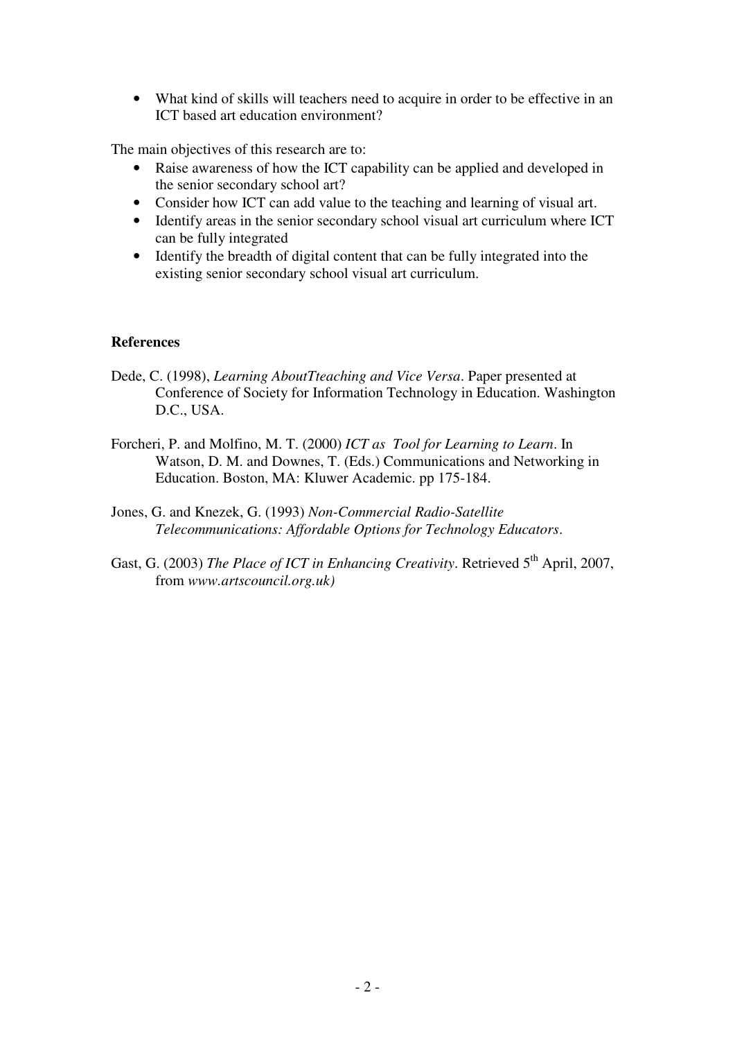- What kind of skills will teachers need to acquire in order to be effective in an ICT based art education environment?

The main objectives of this research are to:

- Raise awareness of how the ICT capability can be applied and developed in the senior secondary school art?
- Consider how ICT can add value to the teaching and learning of visual art.
- Identify areas in the senior secondary school visual art curriculum where ICT can be fully integrated
- Identify the breadth of digital content that can be fully integrated into the existing senior secondary school visual art curriculum.

**References**

Dede, C. (1998), *Learning AboutTteaching and Vice Versa*. Paper presented at Conference of Society for Information Technology in Education. Washington D.C., USA.

Forcheri, P. and Molfino, M. T. (2000) *ICT as Tool for Learning to Learn*. In Watson, D. M. and Downes, T. (Eds.) Communications and Networking in Education. Boston, MA: Kluwer Academic. pp 175-184.

Jones, G. and Knezek, G. (1993) *Non-Commercial Radio-Satellite Telecommunications: Affordable Options for Technology Educators*.

Gast, G. (2003) *The Place of ICT in Enhancing Creativity*. Retrieved 5th April, 2007, from *www.artscouncil.org.uk)*